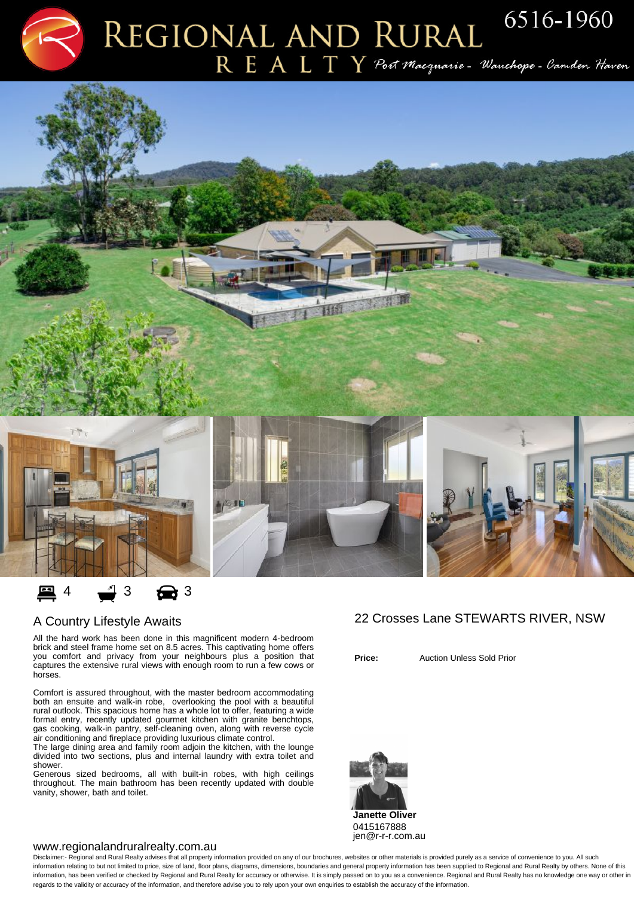# REGIONAL AND RURAL REALTY

Port Macquarie - Wauchope - Camden Haven

6516-1960

4 3 3

## A Country Lifestyle Awaits

All the hard work has been done in this magnificent modern 4-bedroom brick and steel frame home set on 8.5 acres. This captivating home offers you comfort and privacy from your neighbours plus a position that captures the extensive rural views with enough room to run a few cows or horses.

Comfort is assured throughout, with the master bedroom accommodating both an ensuite and walk-in robe, overlooking the pool with a beautiful rural outlook. This spacious home has a whole lot to offer, featuring a wide formal entry, recently updated gourmet kitchen with granite benchtops, gas cooking, walk-in pantry, self-cleaning oven, along with reverse cycle air conditioning and fireplace providing luxurious climate control.
The large dining area and family room adjoin the kitchen, with the lounge divided into two sections, plus and internal laundry with extra toilet and shower.
Generous sized bedrooms, all with built-in robes, with high ceilings throughout. The main bathroom has been recently updated with double vanity, shower, bath and toilet.

## 22 Crosses Lane STEWARTS RIVER, NSW

**Price:** Auction Unless Sold Prior

**Janette Oliver**
0415167888
jen@r-r-r.com.au

www.regionalandruralrealty.com.au

Disclaimer:- Regional and Rural Realty advises that all property information provided on any of our brochures, websites or other materials is provided purely as a service of convenience to you. All such information relating to but not limited to price, size of land, floor plans, diagrams, dimensions, boundaries and general property information has been supplied to Regional and Rural Realty by others. None of this information, has been verified or checked by Regional and Rural Realty for accuracy or otherwise. It is simply passed on to you as a convenience. Regional and Rural Realty has no knowledge one way or other in regards to the validity or accuracy of the information, and therefore advise you to rely upon your own enquiries to establish the accuracy of the information.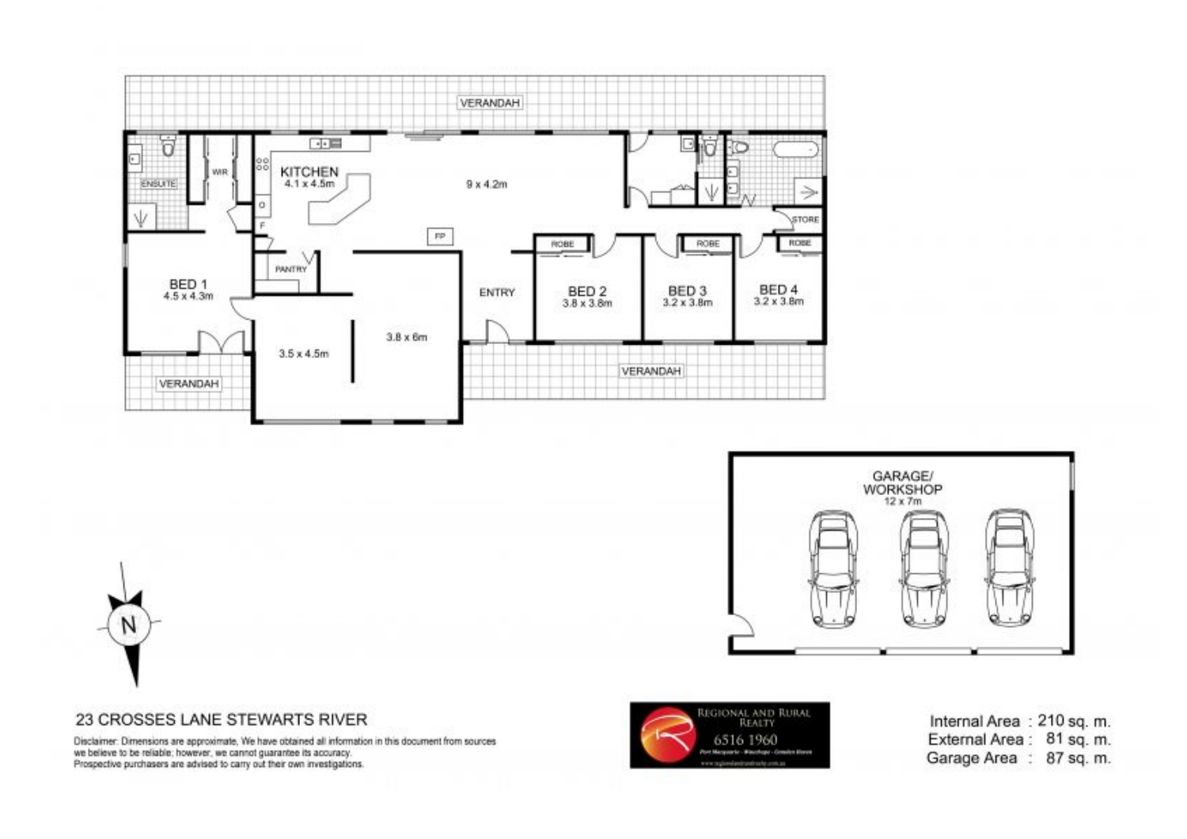VERANDAH

ENSUITE

WIR

KITCHEN
4.1 x 4.5m

9 x 4.2m

O

F

FP

PANTRY

STORE

ROBE

ROBE

ROBE

BED 1
4.5 x 4.3m

ENTRY

BED 2
3.8 x 3.8m

BED 3
3.2 x 3.8m

BED 4
3.2 x 3.8m

3.8 x 6m

3.5 x 4.5m

VERANDAH

VERANDAH

GARAGE/
WORKSHOP
12 x 7m

N

23 CROSSES LANE STEWARTS RIVER

Disclaimer: Dimensions are approximate, We have obtained all information in this document from sources we believe to be reliable; however, we cannot guarantee its accuracy.
Prospective purchasers are advised to carry out their own investigations.

REGIONAL AND RURAL REALTY
6516 1960
Port Macquarie - Wauchope - Camden Haven
www.regionalandruralrealty.com.au

Internal Area : 210 sq. m.
External Area : 81 sq. m.
Garage Area : 87 sq. m.